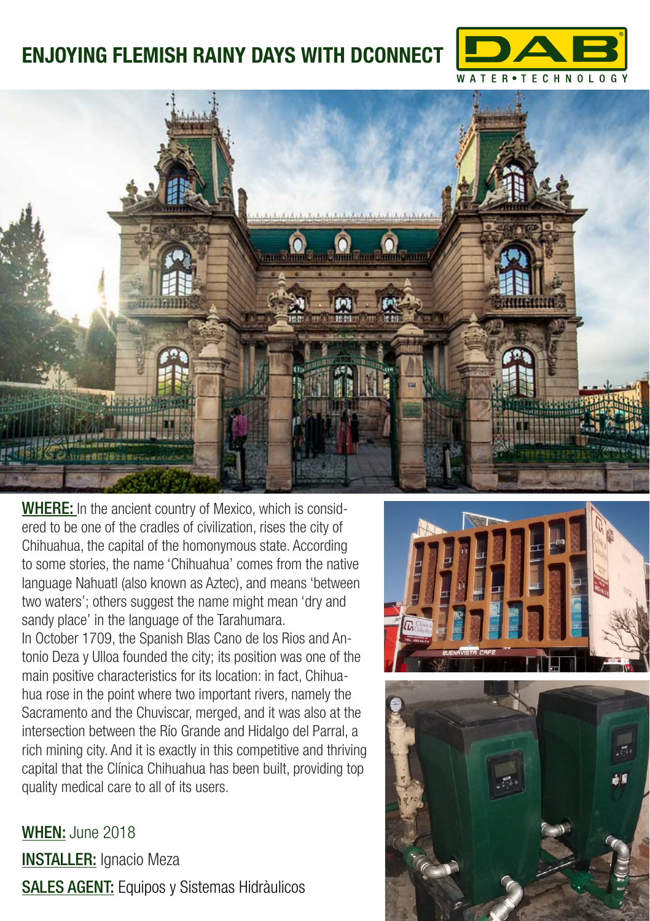# ENJOYING FLEMISH RAINY DAYS WITH DCONNECT

**WHERE:** In the ancient country of Mexico, which is considered to be one of the cradles of civilization, rises the city of Chihuahua, the capital of the homonymous state. According to some stories, the name 'Chihuahua' comes from the native language Nahuatl (also known as Aztec), and means 'between two waters'; others suggest the name might mean 'dry and sandy place' in the language of the Tarahumara.
In October 1709, the Spanish Blas Cano de los Rios and Antonio Deza y Ulloa founded the city; its position was one of the main positive characteristics for its location: in fact, Chihuahua rose in the point where two important rivers, namely the Sacramento and the Chuviscar, merged, and it was also at the intersection between the Río Grande and Hidalgo del Parral, a rich mining city. And it is exactly in this competitive and thriving capital that the Clínica Chihuahua has been built, providing top quality medical care to all of its users.

**WHEN:** June 2018

**INSTALLER:** Ignacio Meza

**SALES AGENT:** Equipos y Sistemas Hidràulicos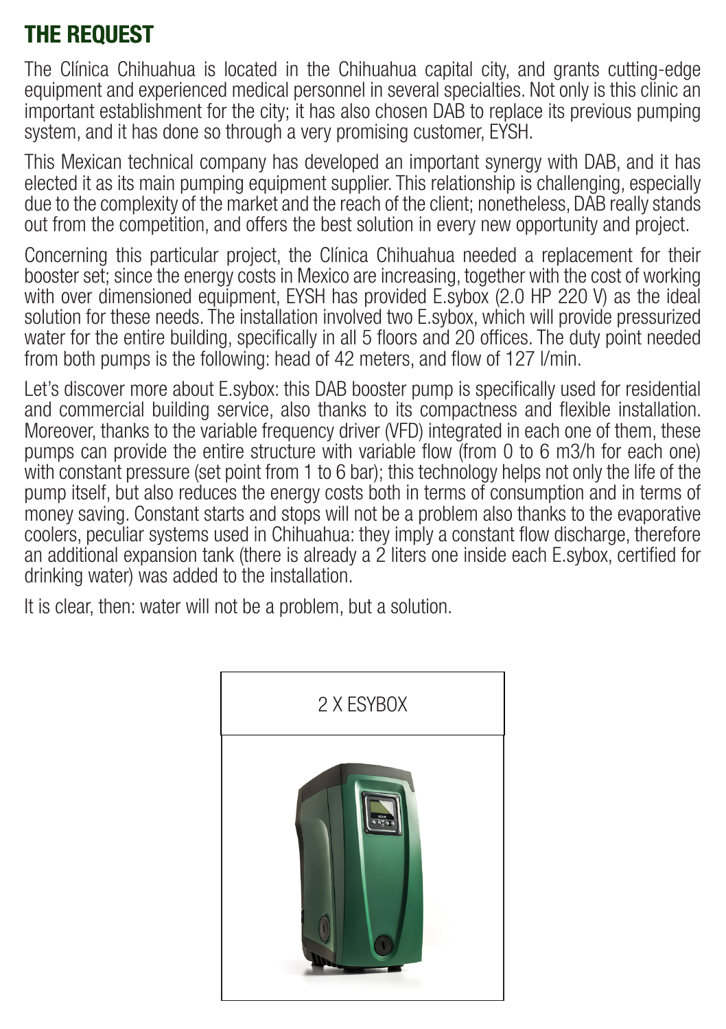## THE REQUEST

The Clínica Chihuahua is located in the Chihuahua capital city, and grants cutting-edge equipment and experienced medical personnel in several specialties. Not only is this clinic an important establishment for the city; it has also chosen DAB to replace its previous pumping system, and it has done so through a very promising customer, EYSH.

This Mexican technical company has developed an important synergy with DAB, and it has elected it as its main pumping equipment supplier. This relationship is challenging, especially due to the complexity of the market and the reach of the client; nonetheless, DAB really stands out from the competition, and offers the best solution in every new opportunity and project.

Concerning this particular project, the Clínica Chihuahua needed a replacement for their booster set; since the energy costs in Mexico are increasing, together with the cost of working with over dimensioned equipment, EYSH has provided E.sybox (2.0 HP 220 V) as the ideal solution for these needs. The installation involved two E.sybox, which will provide pressurized water for the entire building, specifically in all 5 floors and 20 offices. The duty point needed from both pumps is the following: head of 42 meters, and flow of 127 l/min.

Let's discover more about E.sybox: this DAB booster pump is specifically used for residential and commercial building service, also thanks to its compactness and flexible installation. Moreover, thanks to the variable frequency driver (VFD) integrated in each one of them, these pumps can provide the entire structure with variable flow (from 0 to 6 m3/h for each one) with constant pressure (set point from 1 to 6 bar); this technology helps not only the life of the pump itself, but also reduces the energy costs both in terms of consumption and in terms of money saving. Constant starts and stops will not be a problem also thanks to the evaporative coolers, peculiar systems used in Chihuahua: they imply a constant flow discharge, therefore an additional expansion tank (there is already a 2 liters one inside each E.sybox, certified for drinking water) was added to the installation.

It is clear, then: water will not be a problem, but a solution.

2 X ESYBOX